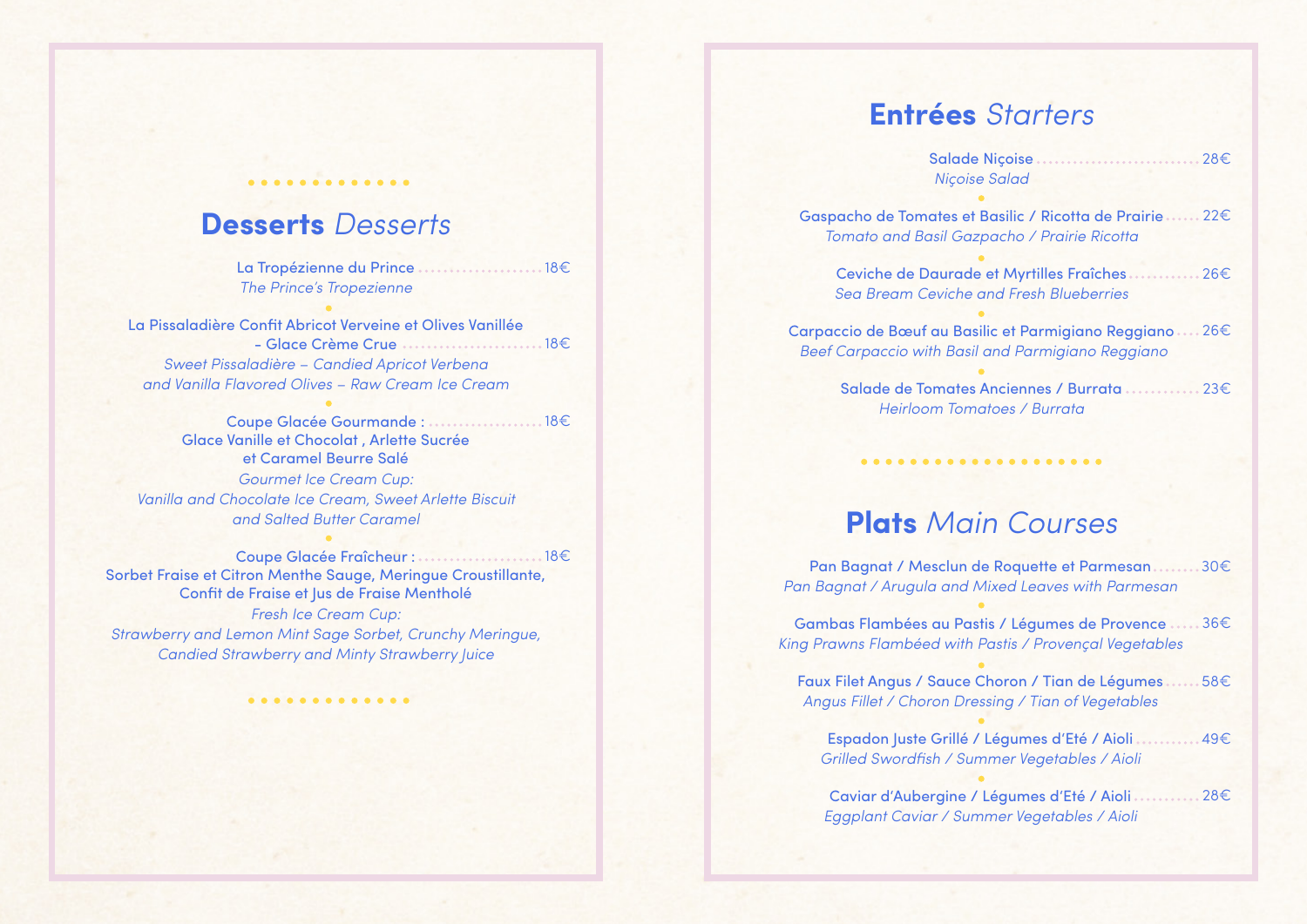## **Desserts** *Desserts*

La Tropézienne du Prince ..................... 18€
*The Prince's Tropezienne*

La Pissaladière Confit Abricot Verveine et Olives Vanillée – Glace Crème Crue ..................... 18€
*Sweet Pissaladière – Candied Apricot Verbena and Vanilla Flavored Olives – Raw Cream Ice Cream*

Coupe Glacée Gourmande : ..................... 18€
Glace Vanille et Chocolat , Arlette Sucrée et Caramel Beurre Salé
*Gourmet Ice Cream Cup:*
*Vanilla and Chocolate Ice Cream, Sweet Arlette Biscuit and Salted Butter Caramel*

Coupe Glacée Fraîcheur : ..................... 18€
Sorbet Fraise et Citron Menthe Sauge, Meringue Croustillante, Confit de Fraise et Jus de Fraise Mentholé
*Fresh Ice Cream Cup:*
*Strawberry and Lemon Mint Sage Sorbet, Crunchy Meringue, Candied Strawberry and Minty Strawberry Juice*

## **Entrées** *Starters*

Salade Niçoise ..................... 28€
*Niçoise Salad*

Gaspacho de Tomates et Basilic / Ricotta de Prairie ..................... 22€
*Tomato and Basil Gazpacho / Prairie Ricotta*

Ceviche de Daurade et Myrtilles Fraîches ..................... 26€
*Sea Bream Ceviche and Fresh Blueberries*

Carpaccio de Bœuf au Basilic et Parmigiano Reggiano ..................... 26€
*Beef Carpaccio with Basil and Parmigiano Reggiano*

Salade de Tomates Anciennes / Burrata ..................... 23€
*Heirloom Tomatoes / Burrata*

## **Plats** *Main Courses*

Pan Bagnat / Mesclun de Roquette et Parmesan ..................... 30€
*Pan Bagnat / Arugula and Mixed Leaves with Parmesan*

Gambas Flambées au Pastis / Légumes de Provence ..................... 36€
*King Prawns Flambéed with Pastis / Provençal Vegetables*

Faux Filet Angus / Sauce Choron / Tian de Légumes ..................... 58€
*Angus Fillet / Choron Dressing / Tian of Vegetables*

Espadon Juste Grillé / Légumes d'Eté / Aioli ..................... 49€
*Grilled Swordfish / Summer Vegetables / Aioli*

Caviar d'Aubergine / Légumes d'Eté / Aioli ..................... 28€
*Eggplant Caviar / Summer Vegetables / Aioli*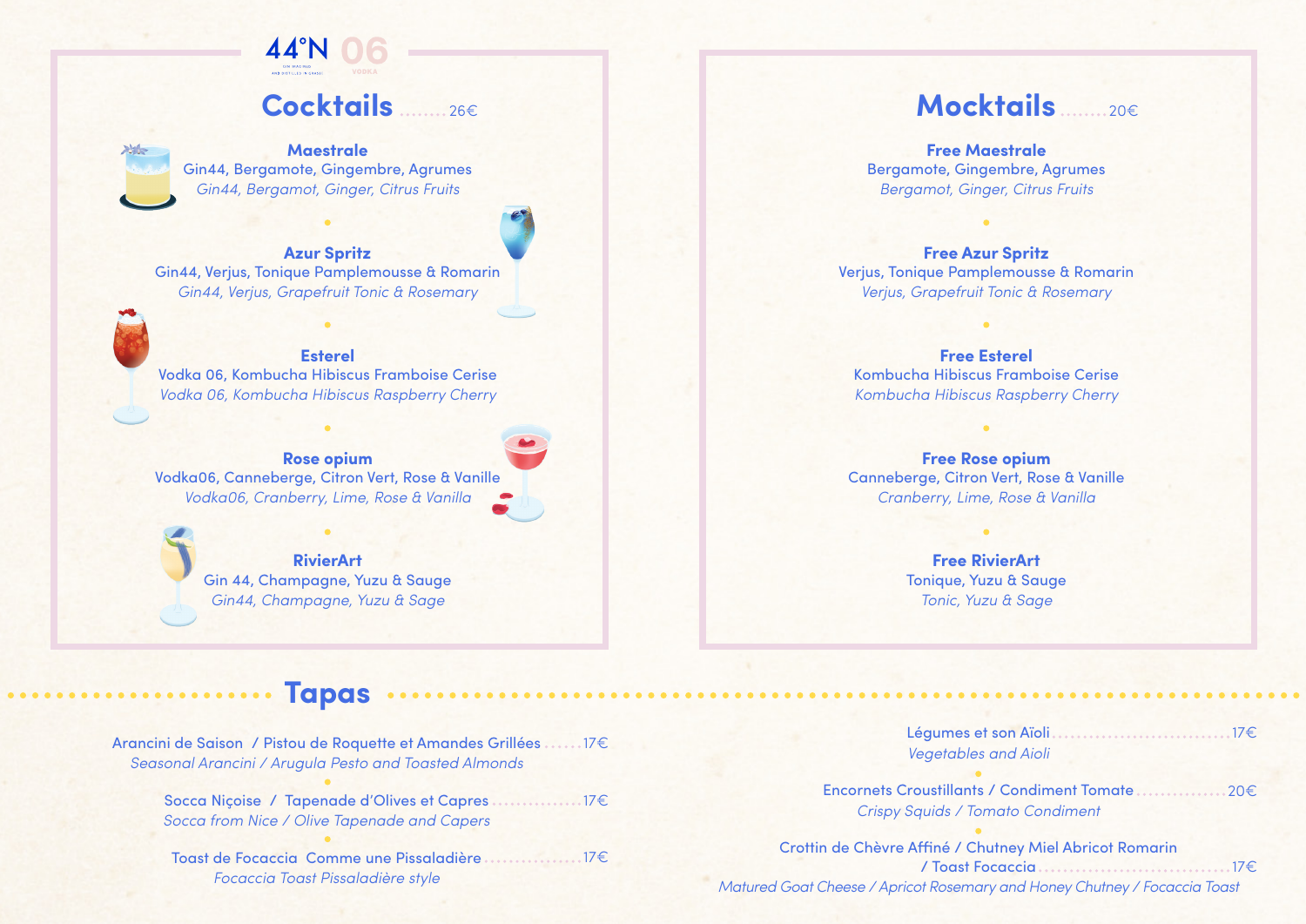44°N 06

## Cocktails ........ 26€

**Maestrale**
Gin44, Bergamote, Gingembre, Agrumes
*Gin44, Bergamot, Ginger, Citrus Fruits*

**Azur Spritz**
Gin44, Verjus, Tonique Pamplemousse & Romarin
*Gin44, Verjus, Grapefruit Tonic & Rosemary*

**Esterel**
Vodka 06, Kombucha Hibiscus Framboise Cerise
*Vodka 06, Kombucha Hibiscus Raspberry Cherry*

**Rose opium**
Vodka06, Canneberge, Citron Vert, Rose & Vanille
*Vodka06, Cranberry, Lime, Rose & Vanilla*

**RivierArt**
Gin 44, Champagne, Yuzu & Sauge
*Gin44, Champagne, Yuzu & Sage*

## Mocktails ........ 20€

**Free Maestrale**
Bergamote, Gingembre, Agrumes
*Bergamot, Ginger, Citrus Fruits*

**Free Azur Spritz**
Verjus, Tonique Pamplemousse & Romarin
*Verjus, Grapefruit Tonic & Rosemary*

**Free Esterel**
Kombucha Hibiscus Framboise Cerise
*Kombucha Hibiscus Raspberry Cherry*

**Free Rose opium**
Canneberge, Citron Vert, Rose & Vanille
*Cranberry, Lime, Rose & Vanilla*

**Free RivierArt**
Tonique, Yuzu & Sauge
*Tonic, Yuzu & Sage*

## Tapas

Arancini de Saison / Pistou de Roquette et Amandes Grillées ...... 17€
*Seasonal Arancini / Arugula Pesto and Toasted Almonds*

Socca Niçoise / Tapenade d'Olives et Capres ............... 17€
*Socca from Nice / Olive Tapenade and Capers*

Toast de Focaccia Comme une Pissaladière ................ 17€
*Focaccia Toast Pissaladière style*

Légumes et son Aïoli ............................ 17€
*Vegetables and Aioli*

Encornets Croustillants / Condiment Tomate ............... 20€
*Crispy Squids / Tomato Condiment*

Crottin de Chèvre Affiné / Chutney Miel Abricot Romarin / Toast Focaccia ............................ 17€
*Matured Goat Cheese / Apricot Rosemary and Honey Chutney / Focaccia Toast*